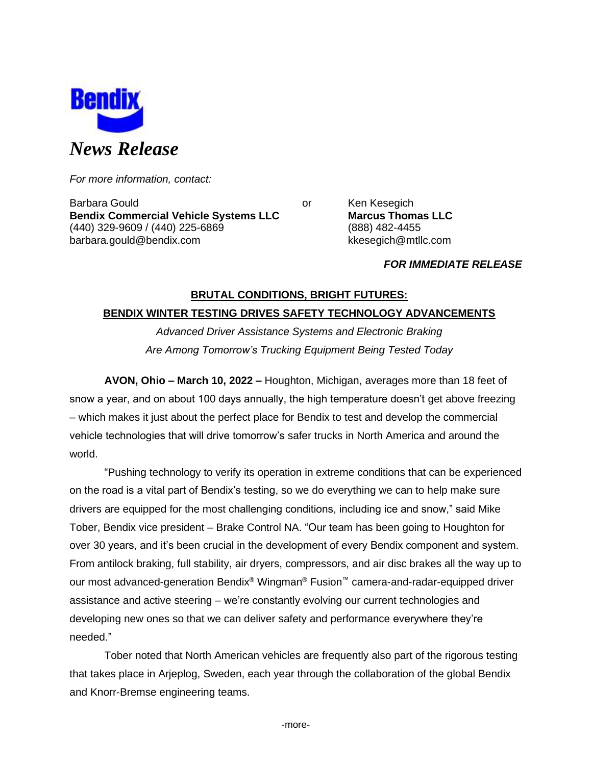Bendix

*News Release*

*For more information, contact:*

Barbara Gould
**Bendix Commercial Vehicle Systems LLC**
(440) 329-9609 / (440) 225-6869
barbara.gould@bendix.com

or

Ken Kesegich
**Marcus Thomas LLC**
(888) 482-4455
kkesegich@mtllc.com

***FOR IMMEDIATE RELEASE***

## BRUTAL CONDITIONS, BRIGHT FUTURES: BENDIX WINTER TESTING DRIVES SAFETY TECHNOLOGY ADVANCEMENTS

*Advanced Driver Assistance Systems and Electronic Braking Are Among Tomorrow's Trucking Equipment Being Tested Today*

**AVON, Ohio – March 10, 2022 –** Houghton, Michigan, averages more than 18 feet of snow a year, and on about 100 days annually, the high temperature doesn't get above freezing – which makes it just about the perfect place for Bendix to test and develop the commercial vehicle technologies that will drive tomorrow's safer trucks in North America and around the world.

"Pushing technology to verify its operation in extreme conditions that can be experienced on the road is a vital part of Bendix's testing, so we do everything we can to help make sure drivers are equipped for the most challenging conditions, including ice and snow," said Mike Tober, Bendix vice president – Brake Control NA. "Our team has been going to Houghton for over 30 years, and it's been crucial in the development of every Bendix component and system. From antilock braking, full stability, air dryers, compressors, and air disc brakes all the way up to our most advanced-generation Bendix® Wingman® Fusion™ camera-and-radar-equipped driver assistance and active steering – we're constantly evolving our current technologies and developing new ones so that we can deliver safety and performance everywhere they're needed."

Tober noted that North American vehicles are frequently also part of the rigorous testing that takes place in Arjeplog, Sweden, each year through the collaboration of the global Bendix and Knorr-Bremse engineering teams.

-more-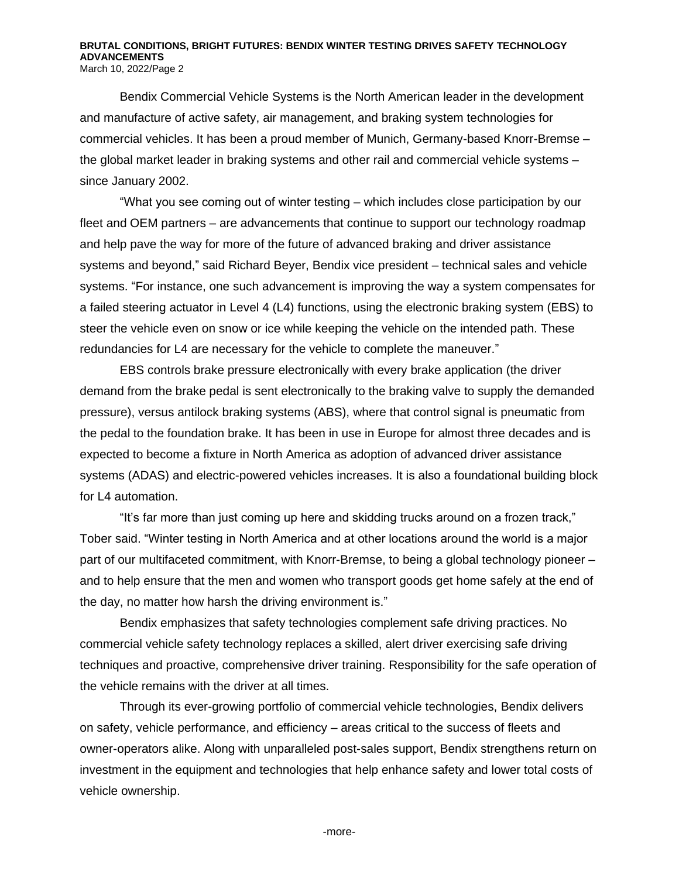Bendix Commercial Vehicle Systems is the North American leader in the development and manufacture of active safety, air management, and braking system technologies for commercial vehicles. It has been a proud member of Munich, Germany-based Knorr-Bremse – the global market leader in braking systems and other rail and commercial vehicle systems – since January 2002.

"What you see coming out of winter testing – which includes close participation by our fleet and OEM partners – are advancements that continue to support our technology roadmap and help pave the way for more of the future of advanced braking and driver assistance systems and beyond," said Richard Beyer, Bendix vice president – technical sales and vehicle systems. "For instance, one such advancement is improving the way a system compensates for a failed steering actuator in Level 4 (L4) functions, using the electronic braking system (EBS) to steer the vehicle even on snow or ice while keeping the vehicle on the intended path. These redundancies for L4 are necessary for the vehicle to complete the maneuver."

EBS controls brake pressure electronically with every brake application (the driver demand from the brake pedal is sent electronically to the braking valve to supply the demanded pressure), versus antilock braking systems (ABS), where that control signal is pneumatic from the pedal to the foundation brake. It has been in use in Europe for almost three decades and is expected to become a fixture in North America as adoption of advanced driver assistance systems (ADAS) and electric-powered vehicles increases. It is also a foundational building block for L4 automation.

"It's far more than just coming up here and skidding trucks around on a frozen track," Tober said. "Winter testing in North America and at other locations around the world is a major part of our multifaceted commitment, with Knorr-Bremse, to being a global technology pioneer – and to help ensure that the men and women who transport goods get home safely at the end of the day, no matter how harsh the driving environment is."

Bendix emphasizes that safety technologies complement safe driving practices. No commercial vehicle safety technology replaces a skilled, alert driver exercising safe driving techniques and proactive, comprehensive driver training. Responsibility for the safe operation of the vehicle remains with the driver at all times.

Through its ever-growing portfolio of commercial vehicle technologies, Bendix delivers on safety, vehicle performance, and efficiency – areas critical to the success of fleets and owner-operators alike. Along with unparalleled post-sales support, Bendix strengthens return on investment in the equipment and technologies that help enhance safety and lower total costs of vehicle ownership.

-more-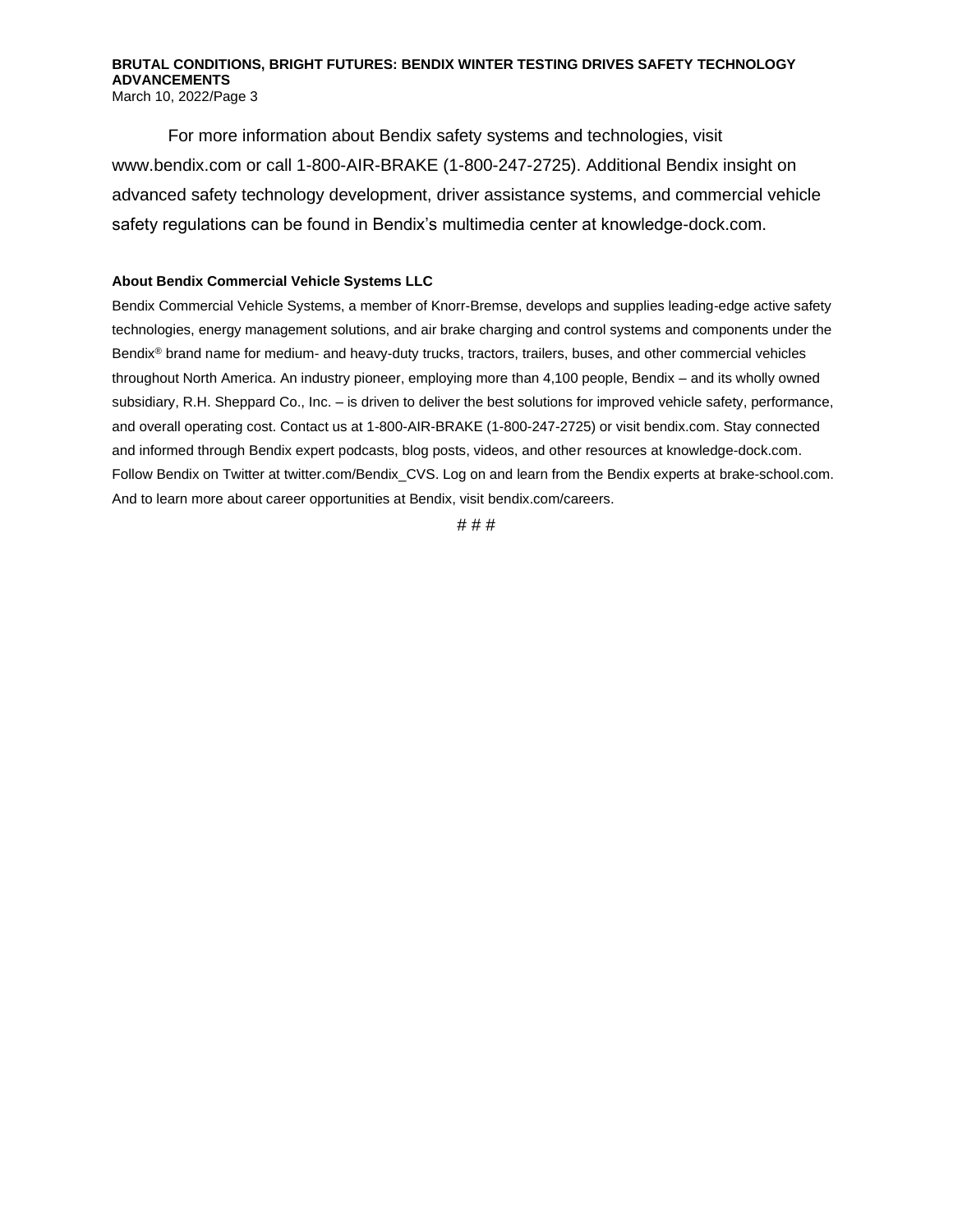For more information about Bendix safety systems and technologies, visit www.bendix.com or call 1-800-AIR-BRAKE (1-800-247-2725). Additional Bendix insight on advanced safety technology development, driver assistance systems, and commercial vehicle safety regulations can be found in Bendix's multimedia center at knowledge-dock.com.

**About Bendix Commercial Vehicle Systems LLC**

Bendix Commercial Vehicle Systems, a member of Knorr-Bremse, develops and supplies leading-edge active safety technologies, energy management solutions, and air brake charging and control systems and components under the Bendix® brand name for medium- and heavy-duty trucks, tractors, trailers, buses, and other commercial vehicles throughout North America. An industry pioneer, employing more than 4,100 people, Bendix – and its wholly owned subsidiary, R.H. Sheppard Co., Inc. – is driven to deliver the best solutions for improved vehicle safety, performance, and overall operating cost. Contact us at 1-800-AIR-BRAKE (1-800-247-2725) or visit bendix.com. Stay connected and informed through Bendix expert podcasts, blog posts, videos, and other resources at knowledge-dock.com. Follow Bendix on Twitter at twitter.com/Bendix_CVS. Log on and learn from the Bendix experts at brake-school.com. And to learn more about career opportunities at Bendix, visit bendix.com/careers.

# # #